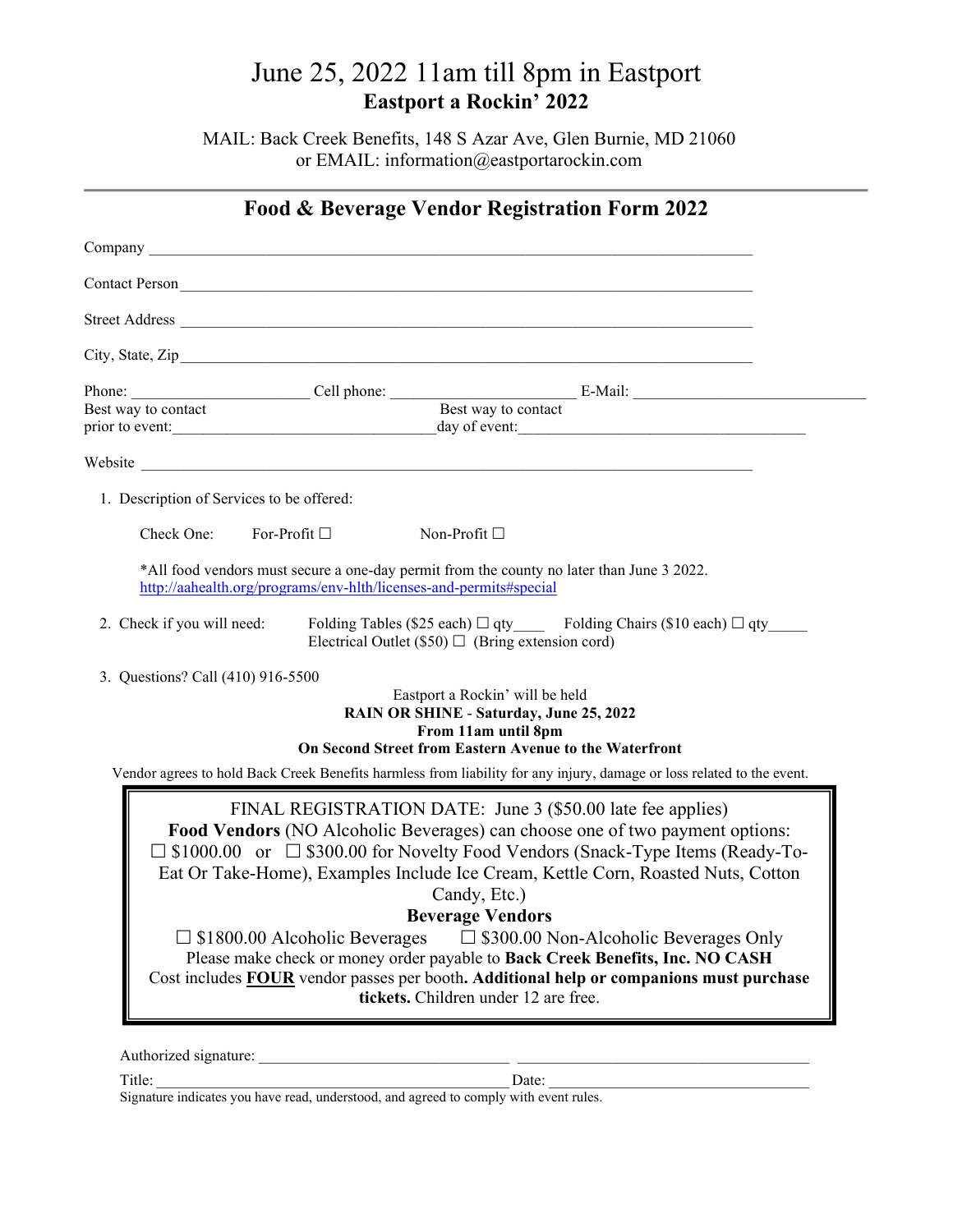# June 25, 2022 11am till 8pm in Eastport

## Eastport a Rockin' 2022

MAIL: Back Creek Benefits, 148 S Azar Ave, Glen Burnie, MD 21060
or EMAIL: information@eastportarockin.com

---

## Food & Beverage Vendor Registration Form 2022

Company ______________________________________________________________________________

Contact Person ________________________________________________________________________

Street Address ________________________________________________________________________

City, State, Zip _______________________________________________________________________

Phone: ______________________ Cell phone: ______________________ E-Mail: ____________________________

Best way to contact prior to event: ______________________________ Best way to contact day of event: ____________________________________

Website _____________________________________________________________________________

1. Description of Services to be offered:

   Check One: For-Profit ☐ Non-Profit ☐

   *All food vendors must secure a one-day permit from the county no later than June 3 2022.
   http://aahealth.org/programs/env-hlth/licenses-and-permits#special

2. Check if you will need: Folding Tables ($25 each) ☐ qty____ Folding Chairs ($10 each) ☐ qty_____
   Electrical Outlet ($50) ☐ (Bring extension cord)

3. Questions? Call (410) 916-5500

Eastport a Rockin' will be held
**RAIN OR SHINE - Saturday, June 25, 2022**
**From 11am until 8pm**
**On Second Street from Eastern Avenue to the Waterfront**

Vendor agrees to hold Back Creek Benefits harmless from liability for any injury, damage or loss related to the event.

> FINAL REGISTRATION DATE: June 3 ($50.00 late fee applies)
>
> **Food Vendors** (NO Alcoholic Beverages) can choose one of two payment options:
> ☐ $1000.00 or ☐ $300.00 for Novelty Food Vendors (Snack-Type Items (Ready-To-Eat Or Take-Home), Examples Include Ice Cream, Kettle Corn, Roasted Nuts, Cotton Candy, Etc.)
>
> **Beverage Vendors**
> ☐ $1800.00 Alcoholic Beverages ☐ $300.00 Non-Alcoholic Beverages Only
>
> Please make check or money order payable to **Back Creek Benefits, Inc. NO CASH**
> Cost includes **FOUR** vendor passes per booth**. Additional help or companions must purchase tickets.** Children under 12 are free.

Authorized signature: ______________________________ ____________________________________

Title: __________________________________________ Date: __________________________________

Signature indicates you have read, understood, and agreed to comply with event rules.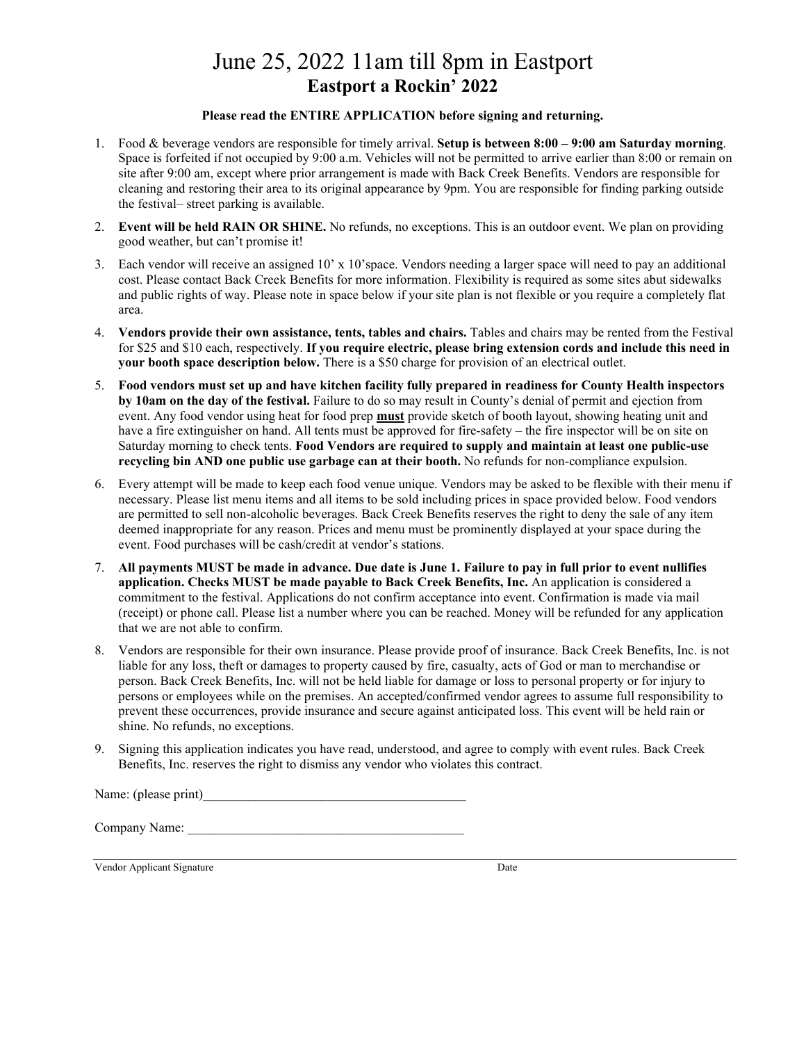# June 25, 2022 11am till 8pm in Eastport

## Eastport a Rockin' 2022

**Please read the ENTIRE APPLICATION before signing and returning.**

1. Food & beverage vendors are responsible for timely arrival. **Setup is between 8:00 – 9:00 am Saturday morning**. Space is forfeited if not occupied by 9:00 a.m. Vehicles will not be permitted to arrive earlier than 8:00 or remain on site after 9:00 am, except where prior arrangement is made with Back Creek Benefits. Vendors are responsible for cleaning and restoring their area to its original appearance by 9pm. You are responsible for finding parking outside the festival– street parking is available.
2. **Event will be held RAIN OR SHINE.** No refunds, no exceptions. This is an outdoor event. We plan on providing good weather, but can't promise it!
3. Each vendor will receive an assigned 10' x 10'space. Vendors needing a larger space will need to pay an additional cost. Please contact Back Creek Benefits for more information. Flexibility is required as some sites abut sidewalks and public rights of way. Please note in space below if your site plan is not flexible or you require a completely flat area.
4. **Vendors provide their own assistance, tents, tables and chairs.** Tables and chairs may be rented from the Festival for $25 and $10 each, respectively. **If you require electric, please bring extension cords and include this need in your booth space description below.** There is a $50 charge for provision of an electrical outlet.
5. **Food vendors must set up and have kitchen facility fully prepared in readiness for County Health inspectors by 10am on the day of the festival.** Failure to do so may result in County's denial of permit and ejection from event. Any food vendor using heat for food prep **must** provide sketch of booth layout, showing heating unit and have a fire extinguisher on hand. All tents must be approved for fire-safety – the fire inspector will be on site on Saturday morning to check tents. **Food Vendors are required to supply and maintain at least one public-use recycling bin AND one public use garbage can at their booth.** No refunds for non-compliance expulsion.
6. Every attempt will be made to keep each food venue unique. Vendors may be asked to be flexible with their menu if necessary. Please list menu items and all items to be sold including prices in space provided below. Food vendors are permitted to sell non-alcoholic beverages. Back Creek Benefits reserves the right to deny the sale of any item deemed inappropriate for any reason. Prices and menu must be prominently displayed at your space during the event. Food purchases will be cash/credit at vendor's stations.
7. **All payments MUST be made in advance. Due date is June 1. Failure to pay in full prior to event nullifies application. Checks MUST be made payable to Back Creek Benefits, Inc.** An application is considered a commitment to the festival. Applications do not confirm acceptance into event. Confirmation is made via mail (receipt) or phone call. Please list a number where you can be reached. Money will be refunded for any application that we are not able to confirm.
8. Vendors are responsible for their own insurance. Please provide proof of insurance. Back Creek Benefits, Inc. is not liable for any loss, theft or damages to property caused by fire, casualty, acts of God or man to merchandise or person. Back Creek Benefits, Inc. will not be held liable for damage or loss to personal property or for injury to persons or employees while on the premises. An accepted/confirmed vendor agrees to assume full responsibility to prevent these occurrences, provide insurance and secure against anticipated loss. This event will be held rain or shine. No refunds, no exceptions.
9. Signing this application indicates you have read, understood, and agree to comply with event rules. Back Creek Benefits, Inc. reserves the right to dismiss any vendor who violates this contract.

Name: (please print)________________________________________

Company Name: ___________________________________________

Vendor Applicant Signature ______________________________ Date ____________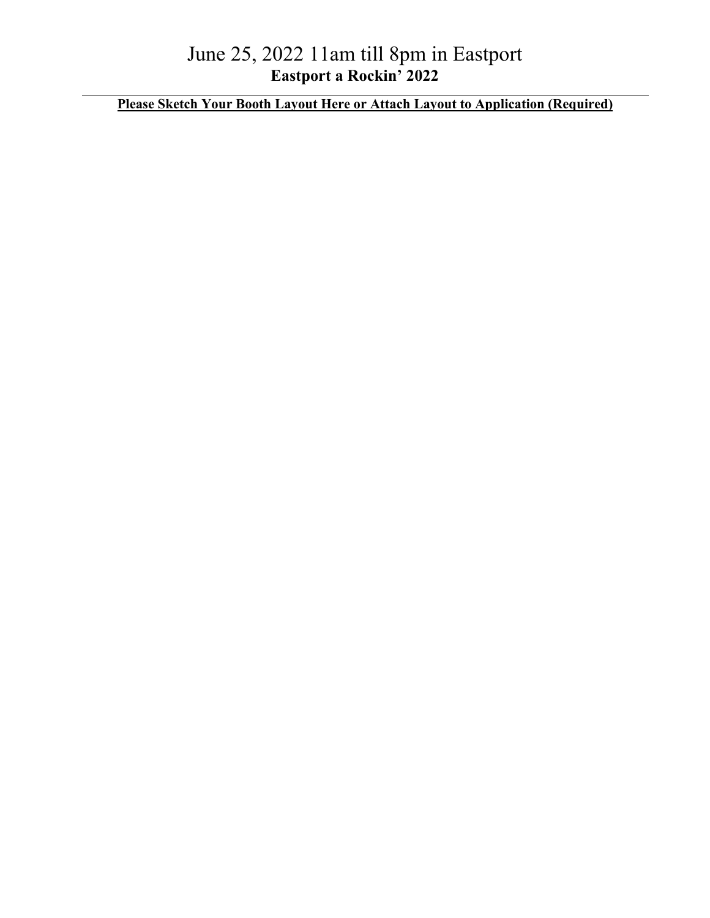# June 25, 2022 11am till 8pm in Eastport

## **Eastport a Rockin' 2022**

---

**Please Sketch Your Booth Layout Here or Attach Layout to Application (Required)**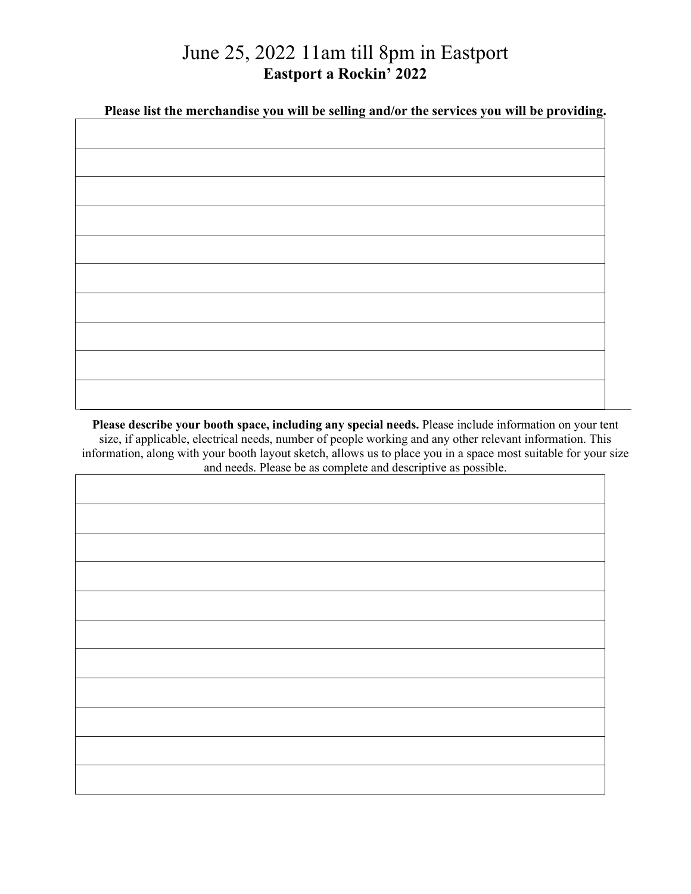June 25, 2022 11am till 8pm in Eastport

**Eastport a Rockin' 2022**

**Please list the merchandise you will be selling and/or the services you will be providing.**

| |
|---|
| |
| |
| |
| |
| |
| |
| |
| |
| |
| |

**Please describe your booth space, including any special needs.** Please include information on your tent size, if applicable, electrical needs, number of people working and any other relevant information. This information, along with your booth layout sketch, allows us to place you in a space most suitable for your size and needs. Please be as complete and descriptive as possible.

| |
|---|
| |
| |
| |
| |
| |
| |
| |
| |
| |
| |
| |